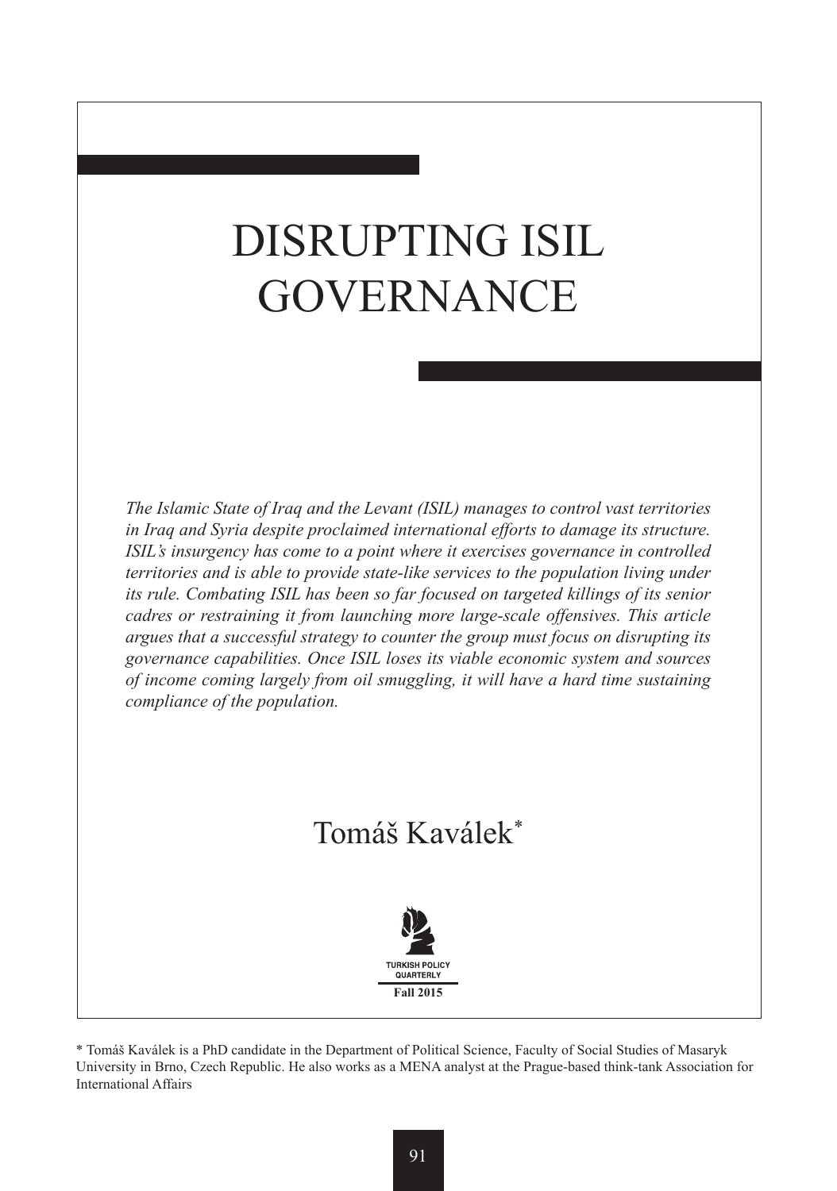# DISRUPTING ISIL GOVERNANCE

*The Islamic State of Iraq and the Levant (ISIL) manages to control vast territories in Iraq and Syria despite proclaimed international efforts to damage its structure. ISIL's insurgency has come to a point where it exercises governance in controlled territories and is able to provide state-like services to the population living under its rule. Combating ISIL has been so far focused on targeted killings of its senior cadres or restraining it from launching more large-scale offensives. This article argues that a successful strategy to counter the group must focus on disrupting its governance capabilities. Once ISIL loses its viable economic system and sources of income coming largely from oil smuggling, it will have a hard time sustaining compliance of the population.*

## Tomáš Kaválek*

TURKISH POLICY QUARTERLY
**Fall 2015**

\* Tomáš Kaválek is a PhD candidate in the Department of Political Science, Faculty of Social Studies of Masaryk University in Brno, Czech Republic. He also works as a MENA analyst at the Prague-based think-tank Association for International Affairs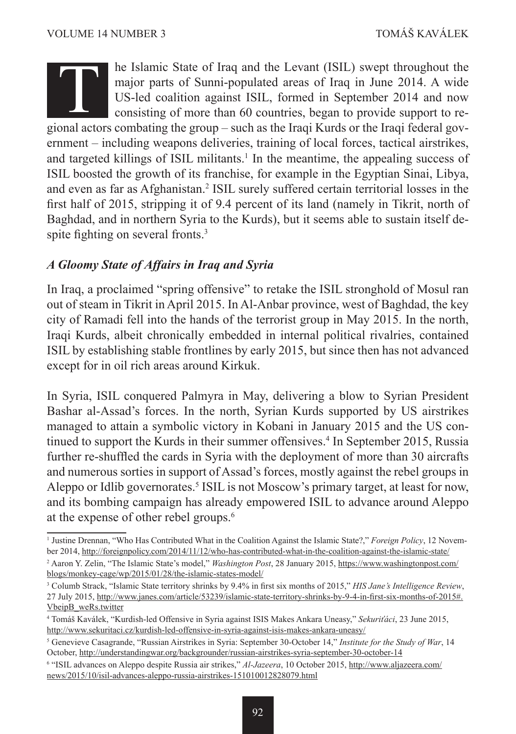The Islamic State of Iraq and the Levant (ISIL) swept throughout the major parts of Sunni-populated areas of Iraq in June 2014. A wide US-led coalition against ISIL, formed in September 2014 and now consisting of more than 60 countries, began to provide support to regional actors combating the group – such as the Iraqi Kurds or the Iraqi federal government – including weapons deliveries, training of local forces, tactical airstrikes, and targeted killings of ISIL militants.[1] In the meantime, the appealing success of ISIL boosted the growth of its franchise, for example in the Egyptian Sinai, Libya, and even as far as Afghanistan.[2] ISIL surely suffered certain territorial losses in the first half of 2015, stripping it of 9.4 percent of its land (namely in Tikrit, north of Baghdad, and in northern Syria to the Kurds), but it seems able to sustain itself despite fighting on several fronts.[3]

### *A Gloomy State of Affairs in Iraq and Syria*

In Iraq, a proclaimed "spring offensive" to retake the ISIL stronghold of Mosul ran out of steam in Tikrit in April 2015. In Al-Anbar province, west of Baghdad, the key city of Ramadi fell into the hands of the terrorist group in May 2015. In the north, Iraqi Kurds, albeit chronically embedded in internal political rivalries, contained ISIL by establishing stable frontlines by early 2015, but since then has not advanced except for in oil rich areas around Kirkuk.

In Syria, ISIL conquered Palmyra in May, delivering a blow to Syrian President Bashar al-Assad's forces. In the north, Syrian Kurds supported by US airstrikes managed to attain a symbolic victory in Kobani in January 2015 and the US continued to support the Kurds in their summer offensives.[4] In September 2015, Russia further re-shuffled the cards in Syria with the deployment of more than 30 aircrafts and numerous sorties in support of Assad's forces, mostly against the rebel groups in Aleppo or Idlib governorates.[5] ISIL is not Moscow's primary target, at least for now, and its bombing campaign has already empowered ISIL to advance around Aleppo at the expense of other rebel groups.[6]

---

[1] Justine Drennan, "Who Has Contributed What in the Coalition Against the Islamic State?," *Foreign Policy*, 12 November 2014, http://foreignpolicy.com/2014/11/12/who-has-contributed-what-in-the-coalition-against-the-islamic-state/

[2] Aaron Y. Zelin, "The Islamic State's model," *Washington Post*, 28 January 2015, https://www.washingtonpost.com/blogs/monkey-cage/wp/2015/01/28/the-islamic-states-model/

[3] Columb Strack, "Islamic State territory shrinks by 9.4% in first six months of 2015," *HIS Jane's Intelligence Review*, 27 July 2015, http://www.janes.com/article/53239/islamic-state-territory-shrinks-by-9-4-in-first-six-months-of-2015#.VbeipB_weRs.twitter

[4] Tomáš Kaválek, "Kurdish-led Offensive in Syria against ISIS Makes Ankara Uneasy," *Sekuriťáci*, 23 June 2015, http://www.sekuritaci.cz/kurdish-led-offensive-in-syria-against-isis-makes-ankara-uneasy/

[5] Genevieve Casagrande, "Russian Airstrikes in Syria: September 30-October 14," *Institute for the Study of War*, 14 October, http://understandingwar.org/backgrounder/russian-airstrikes-syria-september-30-october-14

[6] "ISIL advances on Aleppo despite Russia air strikes," *Al-Jazeera*, 10 October 2015, http://www.aljazeera.com/news/2015/10/isil-advances-aleppo-russia-airstrikes-151010012828079.html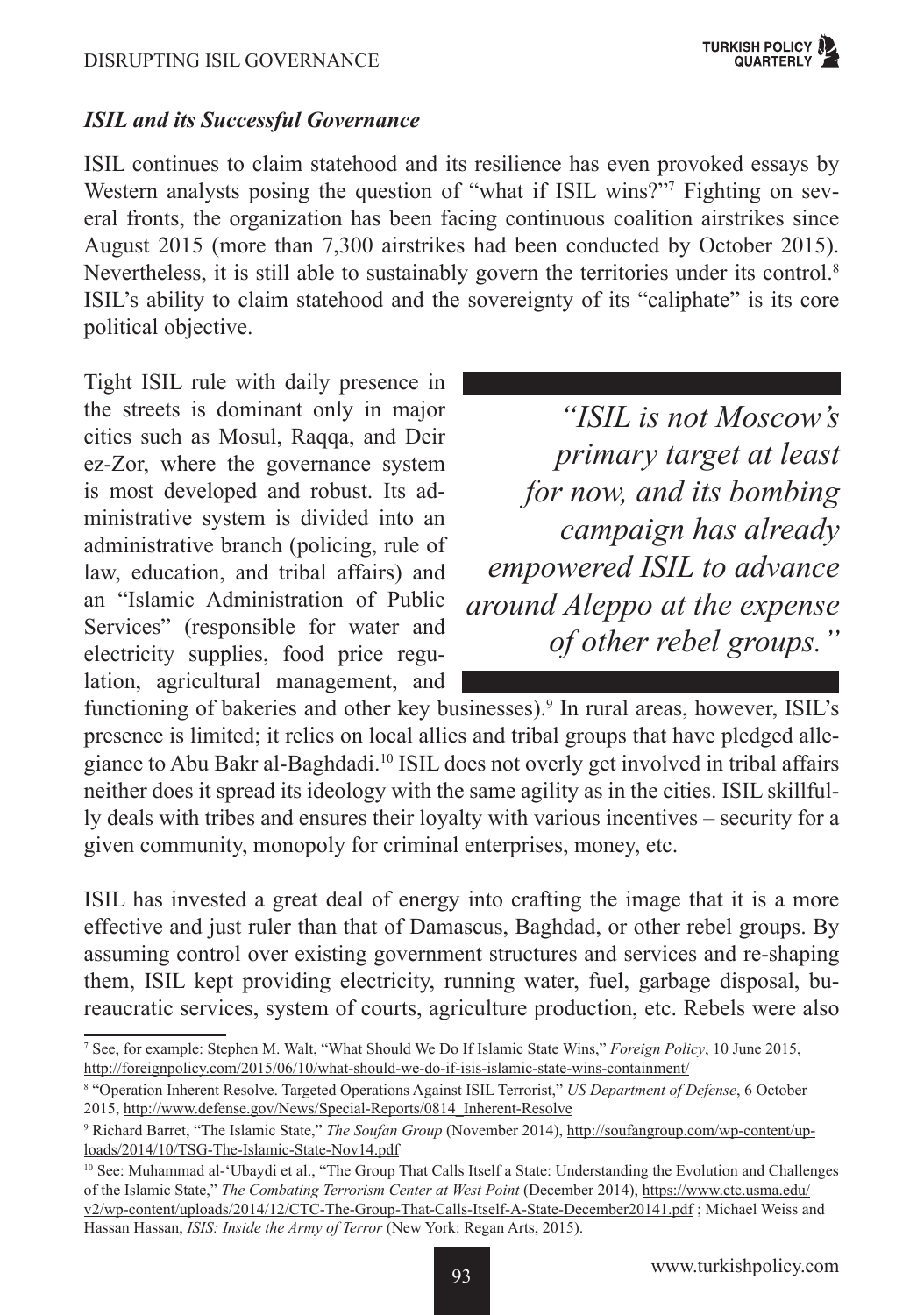### *ISIL and its Successful Governance*

ISIL continues to claim statehood and its resilience has even provoked essays by Western analysts posing the question of "what if ISIL wins?"[7] Fighting on several fronts, the organization has been facing continuous coalition airstrikes since August 2015 (more than 7,300 airstrikes had been conducted by October 2015). Nevertheless, it is still able to sustainably govern the territories under its control.[8] ISIL's ability to claim statehood and the sovereignty of its "caliphate" is its core political objective.

> *"ISIL is not Moscow's primary target at least for now, and its bombing campaign has already empowered ISIL to advance around Aleppo at the expense of other rebel groups."*

Tight ISIL rule with daily presence in the streets is dominant only in major cities such as Mosul, Raqqa, and Deir ez-Zor, where the governance system is most developed and robust. Its administrative system is divided into an administrative branch (policing, rule of law, education, and tribal affairs) and an "Islamic Administration of Public Services" (responsible for water and electricity supplies, food price regulation, agricultural management, and functioning of bakeries and other key businesses).[9] In rural areas, however, ISIL's presence is limited; it relies on local allies and tribal groups that have pledged allegiance to Abu Bakr al-Baghdadi.[10] ISIL does not overly get involved in tribal affairs neither does it spread its ideology with the same agility as in the cities. ISIL skillfully deals with tribes and ensures their loyalty with various incentives – security for a given community, monopoly for criminal enterprises, money, etc.

ISIL has invested a great deal of energy into crafting the image that it is a more effective and just ruler than that of Damascus, Baghdad, or other rebel groups. By assuming control over existing government structures and services and re-shaping them, ISIL kept providing electricity, running water, fuel, garbage disposal, bureaucratic services, system of courts, agriculture production, etc. Rebels were also

---

[7] See, for example: Stephen M. Walt, "What Should We Do If Islamic State Wins," *Foreign Policy*, 10 June 2015, http://foreignpolicy.com/2015/06/10/what-should-we-do-if-isis-islamic-state-wins-containment/

[8] "Operation Inherent Resolve. Targeted Operations Against ISIL Terrorist," *US Department of Defense*, 6 October 2015, http://www.defense.gov/News/Special-Reports/0814_Inherent-Resolve

[9] Richard Barret, "The Islamic State," *The Soufan Group* (November 2014), http://soufangroup.com/wp-content/uploads/2014/10/TSG-The-Islamic-State-Nov14.pdf

[10] See: Muhammad al-'Ubaydi et al., "The Group That Calls Itself a State: Understanding the Evolution and Challenges of the Islamic State," *The Combating Terrorism Center at West Point* (December 2014), https://www.ctc.usma.edu/v2/wp-content/uploads/2014/12/CTC-The-Group-That-Calls-Itself-A-State-December20141.pdf ; Michael Weiss and Hassan Hassan, *ISIS: Inside the Army of Terror* (New York: Regan Arts, 2015).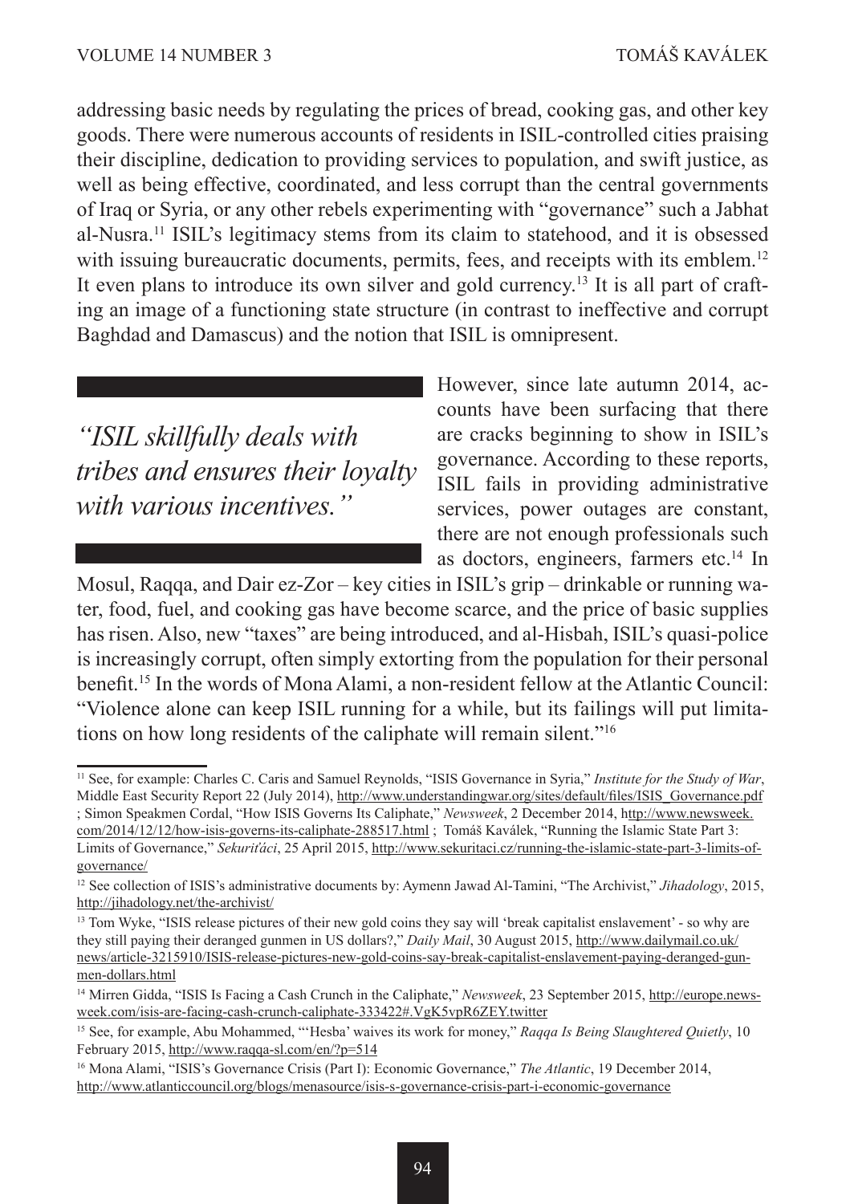addressing basic needs by regulating the prices of bread, cooking gas, and other key goods. There were numerous accounts of residents in ISIL-controlled cities praising their discipline, dedication to providing services to population, and swift justice, as well as being effective, coordinated, and less corrupt than the central governments of Iraq or Syria, or any other rebels experimenting with "governance" such a Jabhat al-Nusra.[11] ISIL's legitimacy stems from its claim to statehood, and it is obsessed with issuing bureaucratic documents, permits, fees, and receipts with its emblem.[12] It even plans to introduce its own silver and gold currency.[13] It is all part of crafting an image of a functioning state structure (in contrast to ineffective and corrupt Baghdad and Damascus) and the notion that ISIL is omnipresent.

> *"ISIL skillfully deals with tribes and ensures their loyalty with various incentives."*

However, since late autumn 2014, accounts have been surfacing that there are cracks beginning to show in ISIL's governance. According to these reports, ISIL fails in providing administrative services, power outages are constant, there are not enough professionals such as doctors, engineers, farmers etc.[14] In Mosul, Raqqa, and Dair ez-Zor – key cities in ISIL's grip – drinkable or running water, food, fuel, and cooking gas have become scarce, and the price of basic supplies has risen. Also, new "taxes" are being introduced, and al-Hisbah, ISIL's quasi-police is increasingly corrupt, often simply extorting from the population for their personal benefit.[15] In the words of Mona Alami, a non-resident fellow at the Atlantic Council: "Violence alone can keep ISIL running for a while, but its failings will put limitations on how long residents of the caliphate will remain silent."[16]

---

[11] See, for example: Charles C. Caris and Samuel Reynolds, "ISIS Governance in Syria," *Institute for the Study of War*, Middle East Security Report 22 (July 2014), http://www.understandingwar.org/sites/default/files/ISIS_Governance.pdf ; Simon Speakmen Cordal, "How ISIS Governs Its Caliphate," *Newsweek*, 2 December 2014, http://www.newsweek.com/2014/12/12/how-isis-governs-its-caliphate-288517.html ; Tomáš Kaválek, "Running the Islamic State Part 3: Limits of Governance," *Sekuriťáci*, 25 April 2015, http://www.sekuritaci.cz/running-the-islamic-state-part-3-limits-of-governance/

[12] See collection of ISIS's administrative documents by: Aymenn Jawad Al-Tamini, "The Archivist," *Jihadology*, 2015, http://jihadology.net/the-archivist/

[13] Tom Wyke, "ISIS release pictures of their new gold coins they say will 'break capitalist enslavement' - so why are they still paying their deranged gunmen in US dollars?," *Daily Mail*, 30 August 2015, http://www.dailymail.co.uk/news/article-3215910/ISIS-release-pictures-new-gold-coins-say-break-capitalist-enslavement-paying-deranged-gunmen-dollars.html

[14] Mirren Gidda, "ISIS Is Facing a Cash Crunch in the Caliphate," *Newsweek*, 23 September 2015, http://europe.newsweek.com/isis-are-facing-cash-crunch-caliphate-333422#.VgK5vpR6ZEY.twitter

[15] See, for example, Abu Mohammed, "'Hesba' waives its work for money," *Raqqa Is Being Slaughtered Quietly*, 10 February 2015, http://www.raqqa-sl.com/en/?p=514

[16] Mona Alami, "ISIS's Governance Crisis (Part I): Economic Governance," *The Atlantic*, 19 December 2014, http://www.atlanticcouncil.org/blogs/menasource/isis-s-governance-crisis-part-i-economic-governance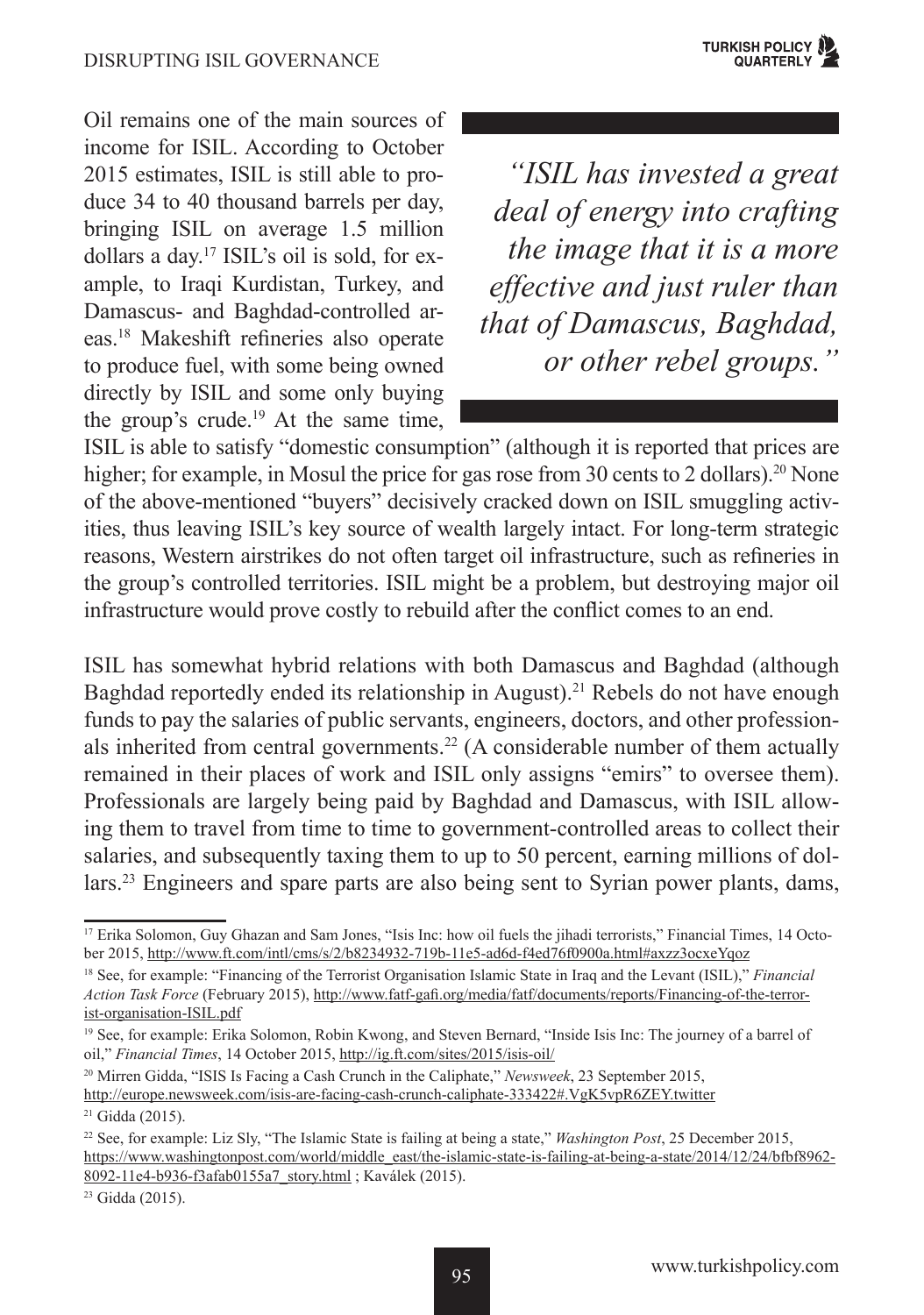Oil remains one of the main sources of income for ISIL. According to October 2015 estimates, ISIL is still able to produce 34 to 40 thousand barrels per day, bringing ISIL on average 1.5 million dollars a day.[17] ISIL's oil is sold, for example, to Iraqi Kurdistan, Turkey, and Damascus- and Baghdad-controlled areas.[18] Makeshift refineries also operate to produce fuel, with some being owned directly by ISIL and some only buying the group's crude.[19] At the same time, ISIL is able to satisfy "domestic consumption" (although it is reported that prices are higher; for example, in Mosul the price for gas rose from 30 cents to 2 dollars).[20] None of the above-mentioned "buyers" decisively cracked down on ISIL smuggling activities, thus leaving ISIL's key source of wealth largely intact. For long-term strategic reasons, Western airstrikes do not often target oil infrastructure, such as refineries in the group's controlled territories. ISIL might be a problem, but destroying major oil infrastructure would prove costly to rebuild after the conflict comes to an end.

> *"ISIL has invested a great deal of energy into crafting the image that it is a more effective and just ruler than that of Damascus, Baghdad, or other rebel groups."*

ISIL has somewhat hybrid relations with both Damascus and Baghdad (although Baghdad reportedly ended its relationship in August).[21] Rebels do not have enough funds to pay the salaries of public servants, engineers, doctors, and other professionals inherited from central governments.[22] (A considerable number of them actually remained in their places of work and ISIL only assigns "emirs" to oversee them). Professionals are largely being paid by Baghdad and Damascus, with ISIL allowing them to travel from time to time to government-controlled areas to collect their salaries, and subsequently taxing them to up to 50 percent, earning millions of dollars.[23] Engineers and spare parts are also being sent to Syrian power plants, dams,

---

[17] Erika Solomon, Guy Ghazan and Sam Jones, "Isis Inc: how oil fuels the jihadi terrorists," Financial Times, 14 October 2015, http://www.ft.com/intl/cms/s/2/b8234932-719b-11e5-ad6d-f4ed76f0900a.html#axzz3ocxeYqoz

[18] See, for example: "Financing of the Terrorist Organisation Islamic State in Iraq and the Levant (ISIL)," *Financial Action Task Force* (February 2015), http://www.fatf-gafi.org/media/fatf/documents/reports/Financing-of-the-terrorist-organisation-ISIL.pdf

[19] See, for example: Erika Solomon, Robin Kwong, and Steven Bernard, "Inside Isis Inc: The journey of a barrel of oil," *Financial Times*, 14 October 2015, http://ig.ft.com/sites/2015/isis-oil/

[20] Mirren Gidda, "ISIS Is Facing a Cash Crunch in the Caliphate," *Newsweek*, 23 September 2015, http://europe.newsweek.com/isis-are-facing-cash-crunch-caliphate-333422#.VgK5vpR6ZEY.twitter

[21] Gidda (2015).

[22] See, for example: Liz Sly, "The Islamic State is failing at being a state," *Washington Post*, 25 December 2015, https://www.washingtonpost.com/world/middle_east/the-islamic-state-is-failing-at-being-a-state/2014/12/24/bfbf8962-8092-11e4-b936-f3afab0155a7_story.html ; Kaválek (2015).

[23] Gidda (2015).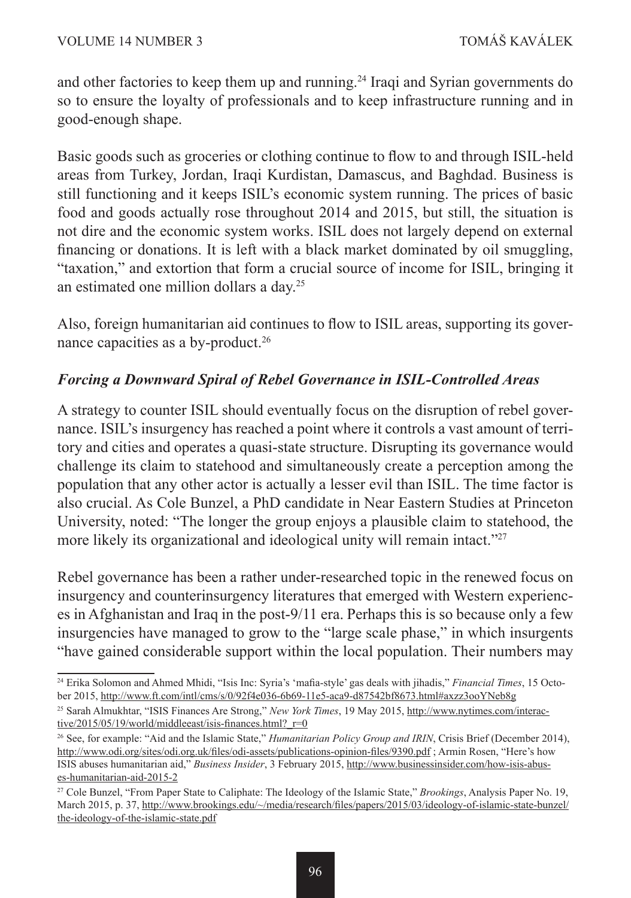and other factories to keep them up and running.[24] Iraqi and Syrian governments do so to ensure the loyalty of professionals and to keep infrastructure running and in good-enough shape.

Basic goods such as groceries or clothing continue to flow to and through ISIL-held areas from Turkey, Jordan, Iraqi Kurdistan, Damascus, and Baghdad. Business is still functioning and it keeps ISIL's economic system running. The prices of basic food and goods actually rose throughout 2014 and 2015, but still, the situation is not dire and the economic system works. ISIL does not largely depend on external financing or donations. It is left with a black market dominated by oil smuggling, "taxation," and extortion that form a crucial source of income for ISIL, bringing it an estimated one million dollars a day.[25]

Also, foreign humanitarian aid continues to flow to ISIL areas, supporting its governance capacities as a by-product.[26]

### *Forcing a Downward Spiral of Rebel Governance in ISIL-Controlled Areas*

A strategy to counter ISIL should eventually focus on the disruption of rebel governance. ISIL's insurgency has reached a point where it controls a vast amount of territory and cities and operates a quasi-state structure. Disrupting its governance would challenge its claim to statehood and simultaneously create a perception among the population that any other actor is actually a lesser evil than ISIL. The time factor is also crucial. As Cole Bunzel, a PhD candidate in Near Eastern Studies at Princeton University, noted: "The longer the group enjoys a plausible claim to statehood, the more likely its organizational and ideological unity will remain intact."[27]

Rebel governance has been a rather under-researched topic in the renewed focus on insurgency and counterinsurgency literatures that emerged with Western experiences in Afghanistan and Iraq in the post-9/11 era. Perhaps this is so because only a few insurgencies have managed to grow to the "large scale phase," in which insurgents "have gained considerable support within the local population. Their numbers may

---

[24] Erika Solomon and Ahmed Mhidi, "Isis Inc: Syria's 'mafia-style' gas deals with jihadis," *Financial Times*, 15 October 2015, http://www.ft.com/intl/cms/s/0/92f4e036-6b69-11e5-aca9-d87542bf8673.html#axzz3ooYNeb8g

[25] Sarah Almukhtar, "ISIS Finances Are Strong," *New York Times*, 19 May 2015, http://www.nytimes.com/interactive/2015/05/19/world/middleeast/isis-finances.html?_r=0

[26] See, for example: "Aid and the Islamic State," *Humanitarian Policy Group and IRIN*, Crisis Brief (December 2014), http://www.odi.org/sites/odi.org.uk/files/odi-assets/publications-opinion-files/9390.pdf ; Armin Rosen, "Here's how ISIS abuses humanitarian aid," *Business Insider*, 3 February 2015, http://www.businessinsider.com/how-isis-abuses-humanitarian-aid-2015-2

[27] Cole Bunzel, "From Paper State to Caliphate: The Ideology of the Islamic State," *Brookings*, Analysis Paper No. 19, March 2015, p. 37, http://www.brookings.edu/~/media/research/files/papers/2015/03/ideology-of-islamic-state-bunzel/the-ideology-of-the-islamic-state.pdf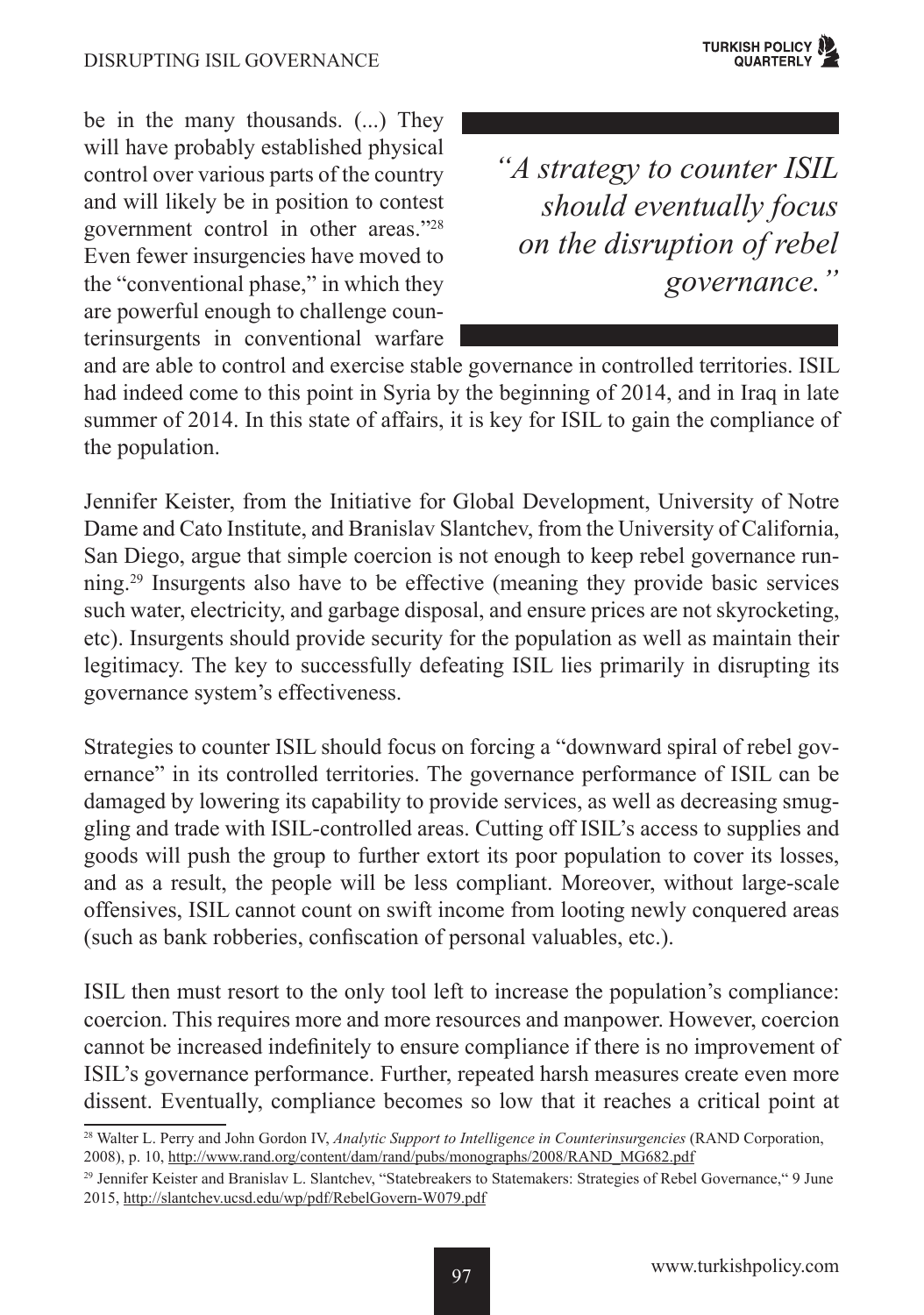be in the many thousands. (...) They will have probably established physical control over various parts of the country and will likely be in position to contest government control in other areas."[28] Even fewer insurgencies have moved to the "conventional phase," in which they are powerful enough to challenge counterinsurgents in conventional warfare and are able to control and exercise stable governance in controlled territories. ISIL had indeed come to this point in Syria by the beginning of 2014, and in Iraq in late summer of 2014. In this state of affairs, it is key for ISIL to gain the compliance of the population.

> *"A strategy to counter ISIL should eventually focus on the disruption of rebel governance."*

Jennifer Keister, from the Initiative for Global Development, University of Notre Dame and Cato Institute, and Branislav Slantchev, from the University of California, San Diego, argue that simple coercion is not enough to keep rebel governance running.[29] Insurgents also have to be effective (meaning they provide basic services such water, electricity, and garbage disposal, and ensure prices are not skyrocketing, etc). Insurgents should provide security for the population as well as maintain their legitimacy. The key to successfully defeating ISIL lies primarily in disrupting its governance system's effectiveness.

Strategies to counter ISIL should focus on forcing a "downward spiral of rebel governance" in its controlled territories. The governance performance of ISIL can be damaged by lowering its capability to provide services, as well as decreasing smuggling and trade with ISIL-controlled areas. Cutting off ISIL's access to supplies and goods will push the group to further extort its poor population to cover its losses, and as a result, the people will be less compliant. Moreover, without large-scale offensives, ISIL cannot count on swift income from looting newly conquered areas (such as bank robberies, confiscation of personal valuables, etc.).

ISIL then must resort to the only tool left to increase the population's compliance: coercion. This requires more and more resources and manpower. However, coercion cannot be increased indefinitely to ensure compliance if there is no improvement of ISIL's governance performance. Further, repeated harsh measures create even more dissent. Eventually, compliance becomes so low that it reaches a critical point at

---

[28] Walter L. Perry and John Gordon IV, *Analytic Support to Intelligence in Counterinsurgencies* (RAND Corporation, 2008), p. 10, http://www.rand.org/content/dam/rand/pubs/monographs/2008/RAND_MG682.pdf

[29] Jennifer Keister and Branislav L. Slantchev, "Statebreakers to Statemakers: Strategies of Rebel Governance," 9 June 2015, http://slantchev.ucsd.edu/wp/pdf/RebelGovern-W079.pdf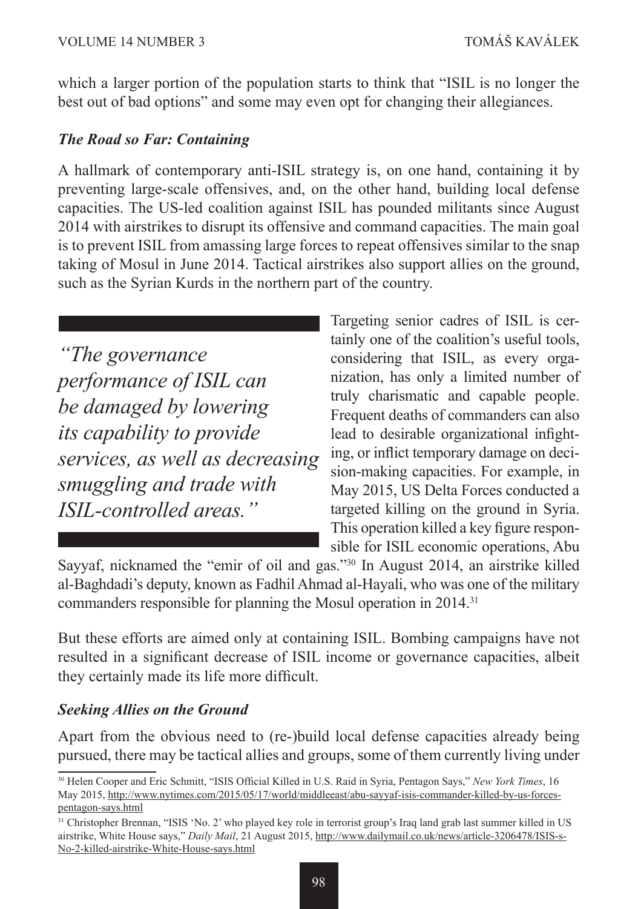which a larger portion of the population starts to think that "ISIL is no longer the best out of bad options" and some may even opt for changing their allegiances.

### *The Road so Far: Containing*

A hallmark of contemporary anti-ISIL strategy is, on one hand, containing it by preventing large-scale offensives, and, on the other hand, building local defense capacities. The US-led coalition against ISIL has pounded militants since August 2014 with airstrikes to disrupt its offensive and command capacities. The main goal is to prevent ISIL from amassing large forces to repeat offensives similar to the snap taking of Mosul in June 2014. Tactical airstrikes also support allies on the ground, such as the Syrian Kurds in the northern part of the country.

> *"The governance performance of ISIL can be damaged by lowering its capability to provide services, as well as decreasing smuggling and trade with ISIL-controlled areas."*

Targeting senior cadres of ISIL is certainly one of the coalition's useful tools, considering that ISIL, as every organization, has only a limited number of truly charismatic and capable people. Frequent deaths of commanders can also lead to desirable organizational infighting, or inflict temporary damage on decision-making capacities. For example, in May 2015, US Delta Forces conducted a targeted killing on the ground in Syria. This operation killed a key figure responsible for ISIL economic operations, Abu Sayyaf, nicknamed the "emir of oil and gas."[30] In August 2014, an airstrike killed al-Baghdadi's deputy, known as Fadhil Ahmad al-Hayali, who was one of the military commanders responsible for planning the Mosul operation in 2014.[31]

But these efforts are aimed only at containing ISIL. Bombing campaigns have not resulted in a significant decrease of ISIL income or governance capacities, albeit they certainly made its life more difficult.

### *Seeking Allies on the Ground*

Apart from the obvious need to (re-)build local defense capacities already being pursued, there may be tactical allies and groups, some of them currently living under

---

[30] Helen Cooper and Eric Schmitt, "ISIS Official Killed in U.S. Raid in Syria, Pentagon Says," *New York Times*, 16 May 2015, http://www.nytimes.com/2015/05/17/world/middleeast/abu-sayyaf-isis-commander-killed-by-us-forces-pentagon-says.html

[31] Christopher Brennan, "ISIS 'No. 2' who played key role in terrorist group's Iraq land grab last summer killed in US airstrike, White House says," *Daily Mail*, 21 August 2015, http://www.dailymail.co.uk/news/article-3206478/ISIS-s-No-2-killed-airstrike-White-House-says.html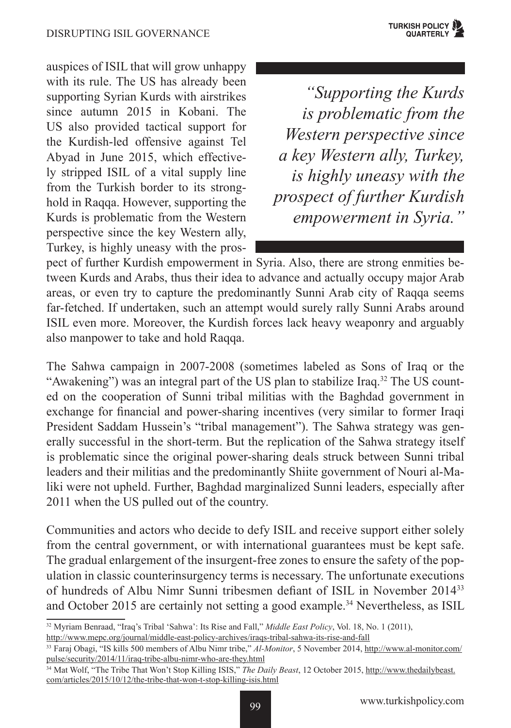auspices of ISIL that will grow unhappy with its rule. The US has already been supporting Syrian Kurds with airstrikes since autumn 2015 in Kobani. The US also provided tactical support for the Kurdish-led offensive against Tel Abyad in June 2015, which effectively stripped ISIL of a vital supply line from the Turkish border to its stronghold in Raqqa. However, supporting the Kurds is problematic from the Western perspective since the key Western ally, Turkey, is highly uneasy with the prospect of further Kurdish empowerment in Syria. Also, there are strong enmities between Kurds and Arabs, thus their idea to advance and actually occupy major Arab areas, or even try to capture the predominantly Sunni Arab city of Raqqa seems far-fetched. If undertaken, such an attempt would surely rally Sunni Arabs around ISIL even more. Moreover, the Kurdish forces lack heavy weaponry and arguably also manpower to take and hold Raqqa.

> *"Supporting the Kurds is problematic from the Western perspective since a key Western ally, Turkey, is highly uneasy with the prospect of further Kurdish empowerment in Syria."*

The Sahwa campaign in 2007-2008 (sometimes labeled as Sons of Iraq or the "Awakening") was an integral part of the US plan to stabilize Iraq.[32] The US counted on the cooperation of Sunni tribal militias with the Baghdad government in exchange for financial and power-sharing incentives (very similar to former Iraqi President Saddam Hussein's "tribal management"). The Sahwa strategy was generally successful in the short-term. But the replication of the Sahwa strategy itself is problematic since the original power-sharing deals struck between Sunni tribal leaders and their militias and the predominantly Shiite government of Nouri al-Maliki were not upheld. Further, Baghdad marginalized Sunni leaders, especially after 2011 when the US pulled out of the country.

Communities and actors who decide to defy ISIL and receive support either solely from the central government, or with international guarantees must be kept safe. The gradual enlargement of the insurgent-free zones to ensure the safety of the population in classic counterinsurgency terms is necessary. The unfortunate executions of hundreds of Albu Nimr Sunni tribesmen defiant of ISIL in November 2014[33] and October 2015 are certainly not setting a good example.[34] Nevertheless, as ISIL

---

[32] Myriam Benraad, "Iraq's Tribal 'Sahwa': Its Rise and Fall," *Middle East Policy*, Vol. 18, No. 1 (2011), http://www.mepc.org/journal/middle-east-policy-archives/iraqs-tribal-sahwa-its-rise-and-fall

[33] Faraj Obagi, "IS kills 500 members of Albu Nimr tribe," *Al-Monitor*, 5 November 2014, http://www.al-monitor.com/pulse/security/2014/11/iraq-tribe-albu-nimr-who-are-they.html

[34] Mat Wolf, "The Tribe That Won't Stop Killing ISIS," *The Daily Beast*, 12 October 2015, http://www.thedailybeast.com/articles/2015/10/12/the-tribe-that-won-t-stop-killing-isis.html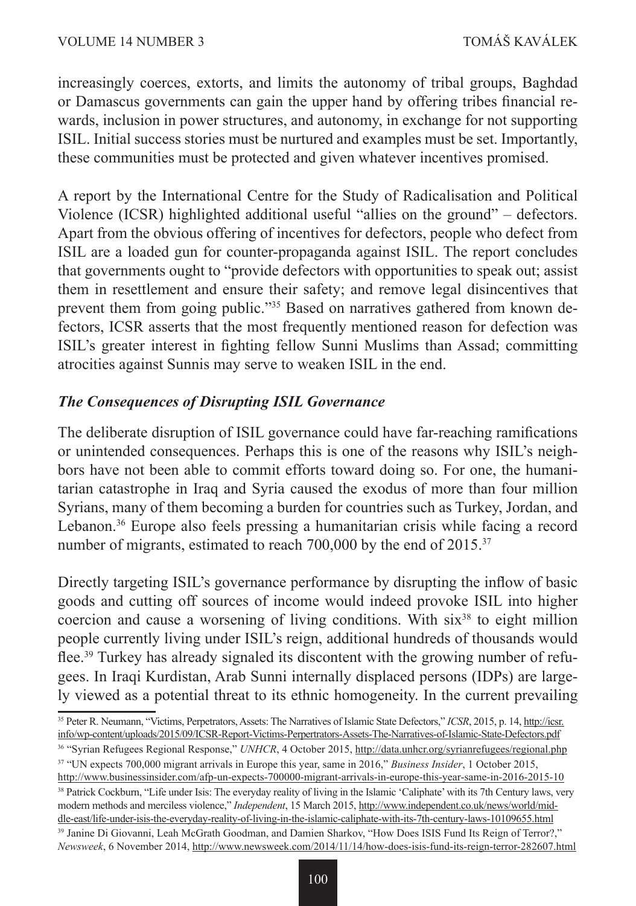increasingly coerces, extorts, and limits the autonomy of tribal groups, Baghdad or Damascus governments can gain the upper hand by offering tribes financial rewards, inclusion in power structures, and autonomy, in exchange for not supporting ISIL. Initial success stories must be nurtured and examples must be set. Importantly, these communities must be protected and given whatever incentives promised.

A report by the International Centre for the Study of Radicalisation and Political Violence (ICSR) highlighted additional useful "allies on the ground" – defectors. Apart from the obvious offering of incentives for defectors, people who defect from ISIL are a loaded gun for counter-propaganda against ISIL. The report concludes that governments ought to "provide defectors with opportunities to speak out; assist them in resettlement and ensure their safety; and remove legal disincentives that prevent them from going public."[35] Based on narratives gathered from known defectors, ICSR asserts that the most frequently mentioned reason for defection was ISIL's greater interest in fighting fellow Sunni Muslims than Assad; committing atrocities against Sunnis may serve to weaken ISIL in the end.

### *The Consequences of Disrupting ISIL Governance*

The deliberate disruption of ISIL governance could have far-reaching ramifications or unintended consequences. Perhaps this is one of the reasons why ISIL's neighbors have not been able to commit efforts toward doing so. For one, the humanitarian catastrophe in Iraq and Syria caused the exodus of more than four million Syrians, many of them becoming a burden for countries such as Turkey, Jordan, and Lebanon.[36] Europe also feels pressing a humanitarian crisis while facing a record number of migrants, estimated to reach 700,000 by the end of 2015.[37]

Directly targeting ISIL's governance performance by disrupting the inflow of basic goods and cutting off sources of income would indeed provoke ISIL into higher coercion and cause a worsening of living conditions. With six[38] to eight million people currently living under ISIL's reign, additional hundreds of thousands would flee.[39] Turkey has already signaled its discontent with the growing number of refugees. In Iraqi Kurdistan, Arab Sunni internally displaced persons (IDPs) are largely viewed as a potential threat to its ethnic homogeneity. In the current prevailing

---

[35] Peter R. Neumann, "Victims, Perpetrators, Assets: The Narratives of Islamic State Defectors," *ICSR*, 2015, p. 14, http://icsr.info/wp-content/uploads/2015/09/ICSR-Report-Victims-Perpertrators-Assets-The-Narratives-of-Islamic-State-Defectors.pdf

[36] "Syrian Refugees Regional Response," *UNHCR*, 4 October 2015, http://data.unhcr.org/syrianrefugees/regional.php

[37] "UN expects 700,000 migrant arrivals in Europe this year, same in 2016," *Business Insider*, 1 October 2015, http://www.businessinsider.com/afp-un-expects-700000-migrant-arrivals-in-europe-this-year-same-in-2016-2015-10

[38] Patrick Cockburn, "Life under Isis: The everyday reality of living in the Islamic 'Caliphate' with its 7th Century laws, very modern methods and merciless violence," *Independent*, 15 March 2015, http://www.independent.co.uk/news/world/middle-east/life-under-isis-the-everyday-reality-of-living-in-the-islamic-caliphate-with-its-7th-century-laws-10109655.html

[39] Janine Di Giovanni, Leah McGrath Goodman, and Damien Sharkov, "How Does ISIS Fund Its Reign of Terror?," *Newsweek*, 6 November 2014, http://www.newsweek.com/2014/11/14/how-does-isis-fund-its-reign-terror-282607.html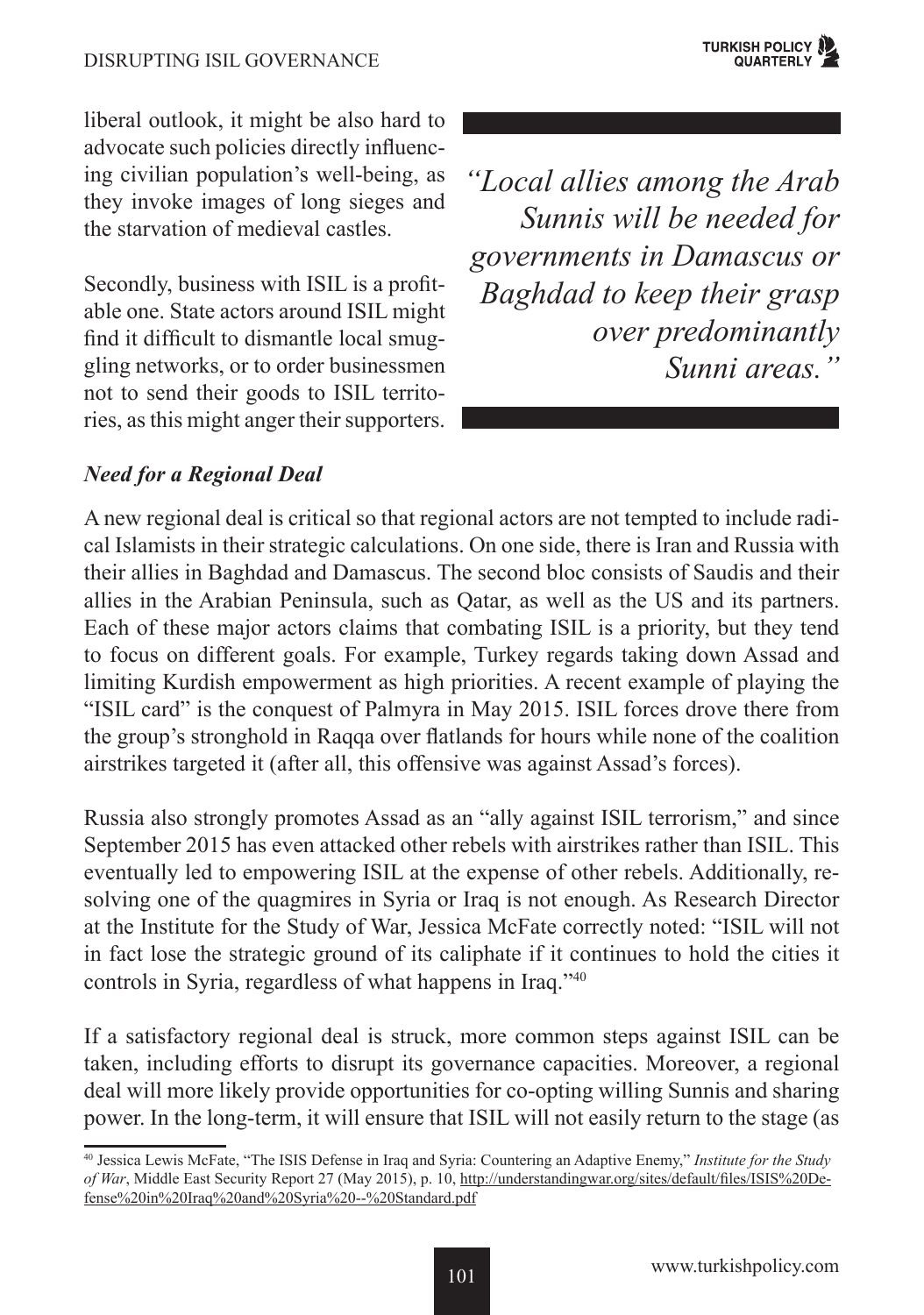liberal outlook, it might be also hard to advocate such policies directly influencing civilian population's well-being, as they invoke images of long sieges and the starvation of medieval castles.

Secondly, business with ISIL is a profitable one. State actors around ISIL might find it difficult to dismantle local smuggling networks, or to order businessmen not to send their goods to ISIL territories, as this might anger their supporters.

> *"Local allies among the Arab Sunnis will be needed for governments in Damascus or Baghdad to keep their grasp over predominantly Sunni areas."*

### *Need for a Regional Deal*

A new regional deal is critical so that regional actors are not tempted to include radical Islamists in their strategic calculations. On one side, there is Iran and Russia with their allies in Baghdad and Damascus. The second bloc consists of Saudis and their allies in the Arabian Peninsula, such as Qatar, as well as the US and its partners. Each of these major actors claims that combating ISIL is a priority, but they tend to focus on different goals. For example, Turkey regards taking down Assad and limiting Kurdish empowerment as high priorities. A recent example of playing the "ISIL card" is the conquest of Palmyra in May 2015. ISIL forces drove there from the group's stronghold in Raqqa over flatlands for hours while none of the coalition airstrikes targeted it (after all, this offensive was against Assad's forces).

Russia also strongly promotes Assad as an "ally against ISIL terrorism," and since September 2015 has even attacked other rebels with airstrikes rather than ISIL. This eventually led to empowering ISIL at the expense of other rebels. Additionally, resolving one of the quagmires in Syria or Iraq is not enough. As Research Director at the Institute for the Study of War, Jessica McFate correctly noted: "ISIL will not in fact lose the strategic ground of its caliphate if it continues to hold the cities it controls in Syria, regardless of what happens in Iraq."[40]

If a satisfactory regional deal is struck, more common steps against ISIL can be taken, including efforts to disrupt its governance capacities. Moreover, a regional deal will more likely provide opportunities for co-opting willing Sunnis and sharing power. In the long-term, it will ensure that ISIL will not easily return to the stage (as

---

[40] Jessica Lewis McFate, "The ISIS Defense in Iraq and Syria: Countering an Adaptive Enemy," *Institute for the Study of War*, Middle East Security Report 27 (May 2015), p. 10, http://understandingwar.org/sites/default/files/ISIS%20Defense%20in%20Iraq%20and%20Syria%20--%20Standard.pdf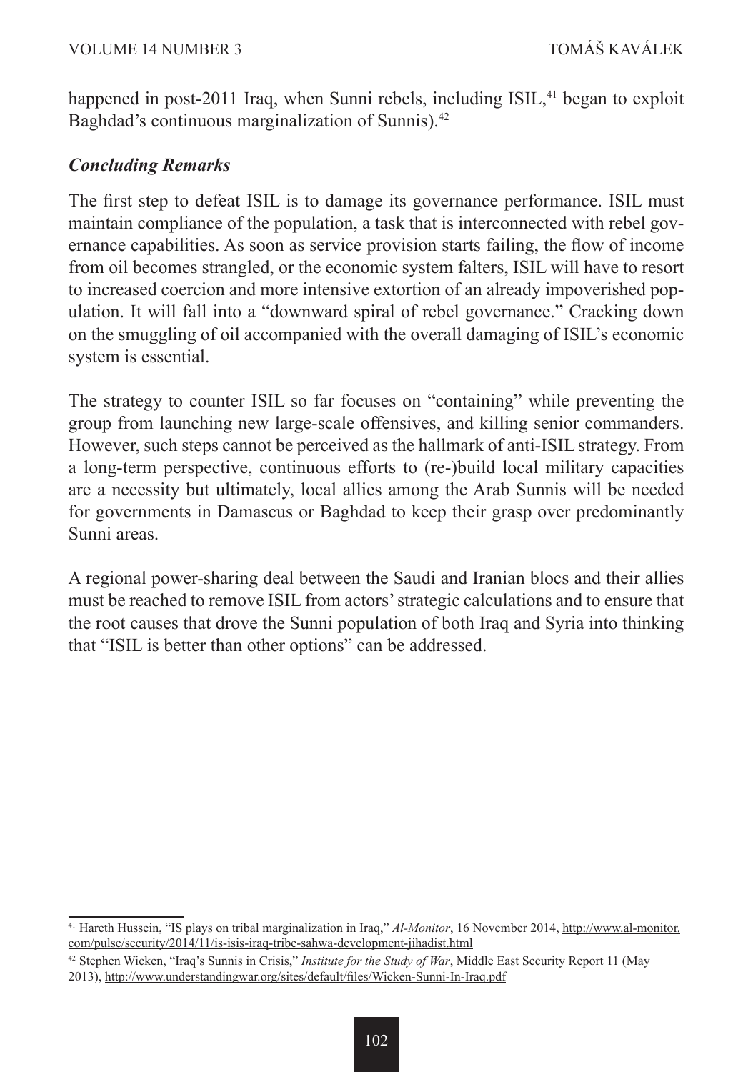happened in post-2011 Iraq, when Sunni rebels, including ISIL,[41] began to exploit Baghdad's continuous marginalization of Sunnis).[42]

### *Concluding Remarks*

The first step to defeat ISIL is to damage its governance performance. ISIL must maintain compliance of the population, a task that is interconnected with rebel governance capabilities. As soon as service provision starts failing, the flow of income from oil becomes strangled, or the economic system falters, ISIL will have to resort to increased coercion and more intensive extortion of an already impoverished population. It will fall into a "downward spiral of rebel governance." Cracking down on the smuggling of oil accompanied with the overall damaging of ISIL's economic system is essential.

The strategy to counter ISIL so far focuses on "containing" while preventing the group from launching new large-scale offensives, and killing senior commanders. However, such steps cannot be perceived as the hallmark of anti-ISIL strategy. From a long-term perspective, continuous efforts to (re-)build local military capacities are a necessity but ultimately, local allies among the Arab Sunnis will be needed for governments in Damascus or Baghdad to keep their grasp over predominantly Sunni areas.

A regional power-sharing deal between the Saudi and Iranian blocs and their allies must be reached to remove ISIL from actors' strategic calculations and to ensure that the root causes that drove the Sunni population of both Iraq and Syria into thinking that "ISIL is better than other options" can be addressed.

---

[41] Hareth Hussein, "IS plays on tribal marginalization in Iraq," *Al-Monitor*, 16 November 2014, http://www.al-monitor.com/pulse/security/2014/11/is-isis-iraq-tribe-sahwa-development-jihadist.html

[42] Stephen Wicken, "Iraq's Sunnis in Crisis," *Institute for the Study of War*, Middle East Security Report 11 (May 2013), http://www.understandingwar.org/sites/default/files/Wicken-Sunni-In-Iraq.pdf